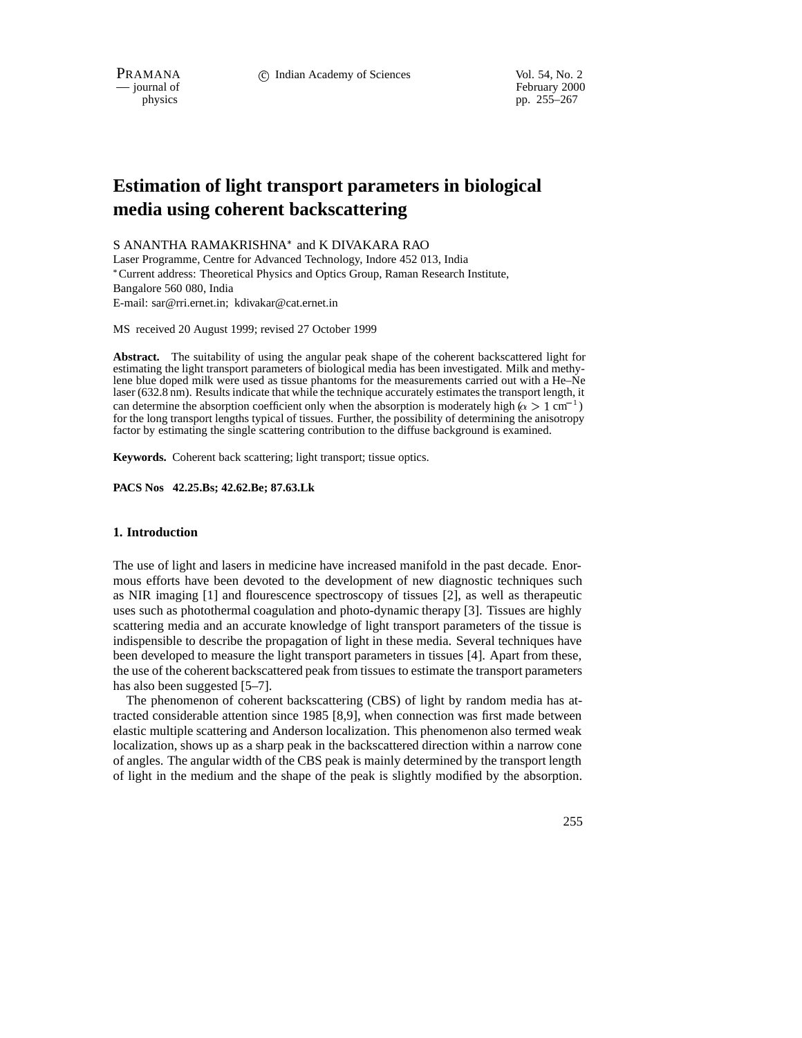# Estimation of light transport parameters in biological media using coherent backscattering

S ANANTHA RAMAKRISHNA* and K DIVAKARA RAO

Laser Programme, Centre for Advanced Technology, Indore 452 013, India

*Current address: Theoretical Physics and Optics Group, Raman Research Institute, Bangalore 560 080, India

E-mail: sar@rri.ernet.in; kdivakar@cat.ernet.in

MS received 20 August 1999; revised 27 October 1999

**Abstract.** The suitability of using the angular peak shape of the coherent backscattered light for estimating the light transport parameters of biological media has been investigated. Milk and methylene blue doped milk were used as tissue phantoms for the measurements carried out with a He–Ne laser (632.8 nm). Results indicate that while the technique accurately estimates the transport length, it can determine the absorption coefficient only when the absorption is moderately high ($\alpha > 1$ cm$^{-1}$) for the long transport lengths typical of tissues. Further, the possibility of determining the anisotropy factor by estimating the single scattering contribution to the diffuse background is examined.

**Keywords.** Coherent back scattering; light transport; tissue optics.

**PACS Nos 42.25.Bs; 42.62.Be; 87.63.Lk**

## 1. Introduction

The use of light and lasers in medicine have increased manifold in the past decade. Enormous efforts have been devoted to the development of new diagnostic techniques such as NIR imaging [1] and flourescence spectroscopy of tissues [2], as well as therapeutic uses such as photothermal coagulation and photo-dynamic therapy [3]. Tissues are highly scattering media and an accurate knowledge of light transport parameters of the tissue is indispensible to describe the propagation of light in these media. Several techniques have been developed to measure the light transport parameters in tissues [4]. Apart from these, the use of the coherent backscattered peak from tissues to estimate the transport parameters has also been suggested [5–7].

The phenomenon of coherent backscattering (CBS) of light by random media has attracted considerable attention since 1985 [8,9], when connection was first made between elastic multiple scattering and Anderson localization. This phenomenon also termed weak localization, shows up as a sharp peak in the backscattered direction within a narrow cone of angles. The angular width of the CBS peak is mainly determined by the transport length of light in the medium and the shape of the peak is slightly modified by the absorption.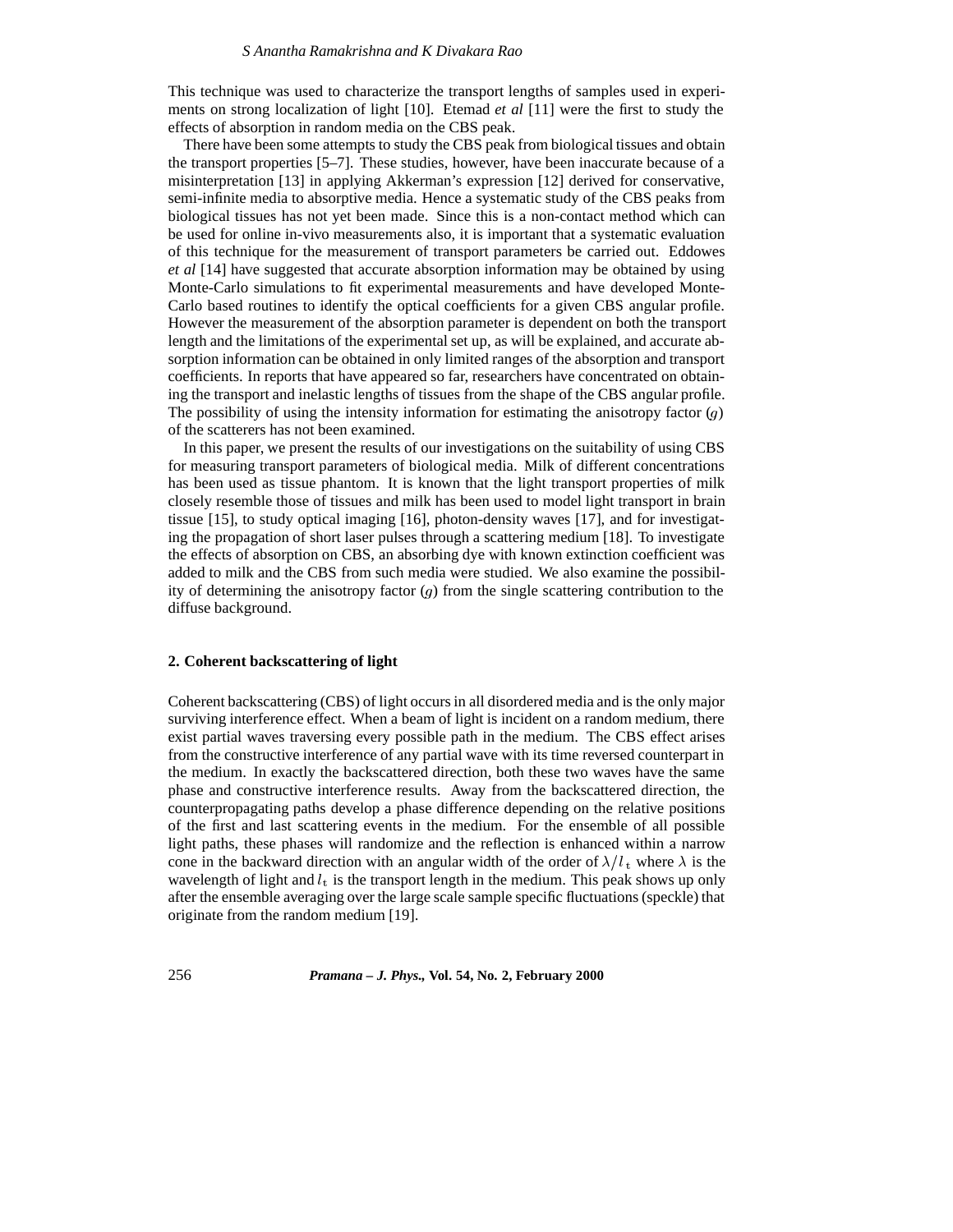This technique was used to characterize the transport lengths of samples used in experiments on strong localization of light [10]. Etemad *et al* [11] were the first to study the effects of absorption in random media on the CBS peak.

There have been some attempts to study the CBS peak from biological tissues and obtain the transport properties [5–7]. These studies, however, have been inaccurate because of a misinterpretation [13] in applying Akkerman's expression [12] derived for conservative, semi-infinite media to absorptive media. Hence a systematic study of the CBS peaks from biological tissues has not yet been made. Since this is a non-contact method which can be used for online in-vivo measurements also, it is important that a systematic evaluation of this technique for the measurement of transport parameters be carried out. Eddowes *et al* [14] have suggested that accurate absorption information may be obtained by using Monte-Carlo simulations to fit experimental measurements and have developed Monte-Carlo based routines to identify the optical coefficients for a given CBS angular profile. However the measurement of the absorption parameter is dependent on both the transport length and the limitations of the experimental set up, as will be explained, and accurate absorption information can be obtained in only limited ranges of the absorption and transport coefficients. In reports that have appeared so far, researchers have concentrated on obtaining the transport and inelastic lengths of tissues from the shape of the CBS angular profile. The possibility of using the intensity information for estimating the anisotropy factor ($g$) of the scatterers has not been examined.

In this paper, we present the results of our investigations on the suitability of using CBS for measuring transport parameters of biological media. Milk of different concentrations has been used as tissue phantom. It is known that the light transport properties of milk closely resemble those of tissues and milk has been used to model light transport in brain tissue [15], to study optical imaging [16], photon-density waves [17], and for investigating the propagation of short laser pulses through a scattering medium [18]. To investigate the effects of absorption on CBS, an absorbing dye with known extinction coefficient was added to milk and the CBS from such media were studied. We also examine the possibility of determining the anisotropy factor ($g$) from the single scattering contribution to the diffuse background.

## 2. Coherent backscattering of light

Coherent backscattering (CBS) of light occurs in all disordered media and is the only major surviving interference effect. When a beam of light is incident on a random medium, there exist partial waves traversing every possible path in the medium. The CBS effect arises from the constructive interference of any partial wave with its time reversed counterpart in the medium. In exactly the backscattered direction, both these two waves have the same phase and constructive interference results. Away from the backscattered direction, the counterpropagating paths develop a phase difference depending on the relative positions of the first and last scattering events in the medium. For the ensemble of all possible light paths, these phases will randomize and the reflection is enhanced within a narrow cone in the backward direction with an angular width of the order of $\lambda/l_t$ where $\lambda$ is the wavelength of light and $l_t$ is the transport length in the medium. This peak shows up only after the ensemble averaging over the large scale sample specific fluctuations (speckle) that originate from the random medium [19].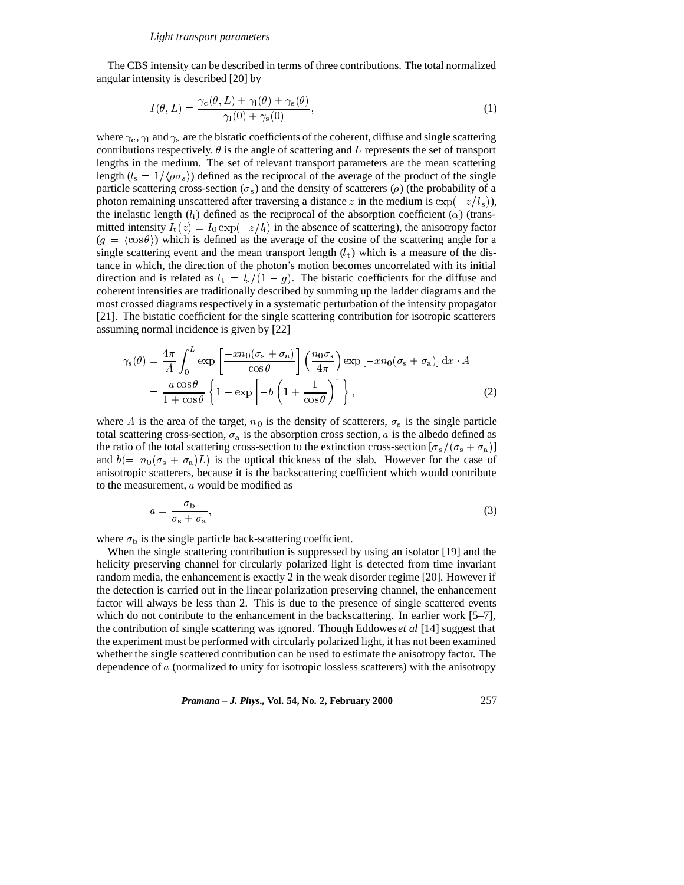The CBS intensity can be described in terms of three contributions. The total normalized angular intensity is described [20] by

$$I(\theta, L) = \frac{\gamma_{\rm c}(\theta, L) + \gamma_{\rm l}(\theta) + \gamma_{\rm s}(\theta)}{\gamma_{\rm l}(0) + \gamma_{\rm s}(0)}, \tag{1}$$

where $\gamma_{\rm c}$, $\gamma_{\rm l}$ and $\gamma_{\rm s}$ are the bistatic coefficients of the coherent, diffuse and single scattering contributions respectively. $\theta$ is the angle of scattering and $L$ represents the set of transport lengths in the medium. The set of relevant transport parameters are the mean scattering length ($l_{\rm s} = 1/\langle \rho\sigma_s \rangle$) defined as the reciprocal of the average of the product of the single particle scattering cross-section ($\sigma_{\rm s}$) and the density of scatterers ($\rho$) (the probability of a photon remaining unscattered after traversing a distance $z$ in the medium is $\exp(-z/l_{\rm s})$), the inelastic length ($l_{\rm i}$) defined as the reciprocal of the absorption coefficient ($\alpha$) (transmitted intensity $I_{\rm t}(z) = I_0 \exp(-z/l_{\rm i})$ in the absence of scattering), the anisotropy factor ($g = \langle \cos\theta \rangle$) which is defined as the average of the cosine of the scattering angle for a single scattering event and the mean transport length ($l_{\rm t}$) which is a measure of the distance in which, the direction of the photon's motion becomes uncorrelated with its initial direction and is related as $l_{\rm t} = l_{\rm s}/(1-g)$. The bistatic coefficients for the diffuse and coherent intensities are traditionally described by summing up the ladder diagrams and the most crossed diagrams respectively in a systematic perturbation of the intensity propagator [21]. The bistatic coefficient for the single scattering contribution for isotropic scatterers assuming normal incidence is given by [22]

$$\begin{aligned}\gamma_{\rm s}(\theta) &= \frac{4\pi}{A}\int_0^L \exp\left[\frac{-xn_0(\sigma_{\rm s}+\sigma_{\rm a})}{\cos\theta}\right]\left(\frac{n_0\sigma_{\rm s}}{4\pi}\right)\exp\left[-xn_0(\sigma_{\rm s}+\sigma_{\rm a})\right]{\rm d}x\cdot A \\ &= \frac{a\cos\theta}{1+\cos\theta}\left\{1-\exp\left[-b\left(1+\frac{1}{\cos\theta}\right)\right]\right\},\end{aligned} \tag{2}$$

where $A$ is the area of the target, $n_0$ is the density of scatterers, $\sigma_{\rm s}$ is the single particle total scattering cross-section, $\sigma_{\rm a}$ is the absorption cross section, $a$ is the albedo defined as the ratio of the total scattering cross-section to the extinction cross-section $[\sigma_{\rm s}/(\sigma_{\rm s}+\sigma_{\rm a})]$ and $b (= n_0(\sigma_{\rm s}+\sigma_{\rm a})L)$ is the optical thickness of the slab. However for the case of anisotropic scatterers, because it is the backscattering coefficient which would contribute to the measurement, $a$ would be modified as

$$a = \frac{\sigma_{\rm b}}{\sigma_{\rm s}+\sigma_{\rm a}}, \tag{3}$$

where $\sigma_{\rm b}$ is the single particle back-scattering coefficient.

When the single scattering contribution is suppressed by using an isolator [19] and the helicity preserving channel for circularly polarized light is detected from time invariant random media, the enhancement is exactly 2 in the weak disorder regime [20]. However if the detection is carried out in the linear polarization preserving channel, the enhancement factor will always be less than 2. This is due to the presence of single scattered events which do not contribute to the enhancement in the backscattering. In earlier work [5–7], the contribution of single scattering was ignored. Though Eddowes *et al* [14] suggest that the experiment must be performed with circularly polarized light, it has not been examined whether the single scattered contribution can be used to estimate the anisotropy factor. The dependence of $a$ (normalized to unity for isotropic lossless scatterers) with the anisotropy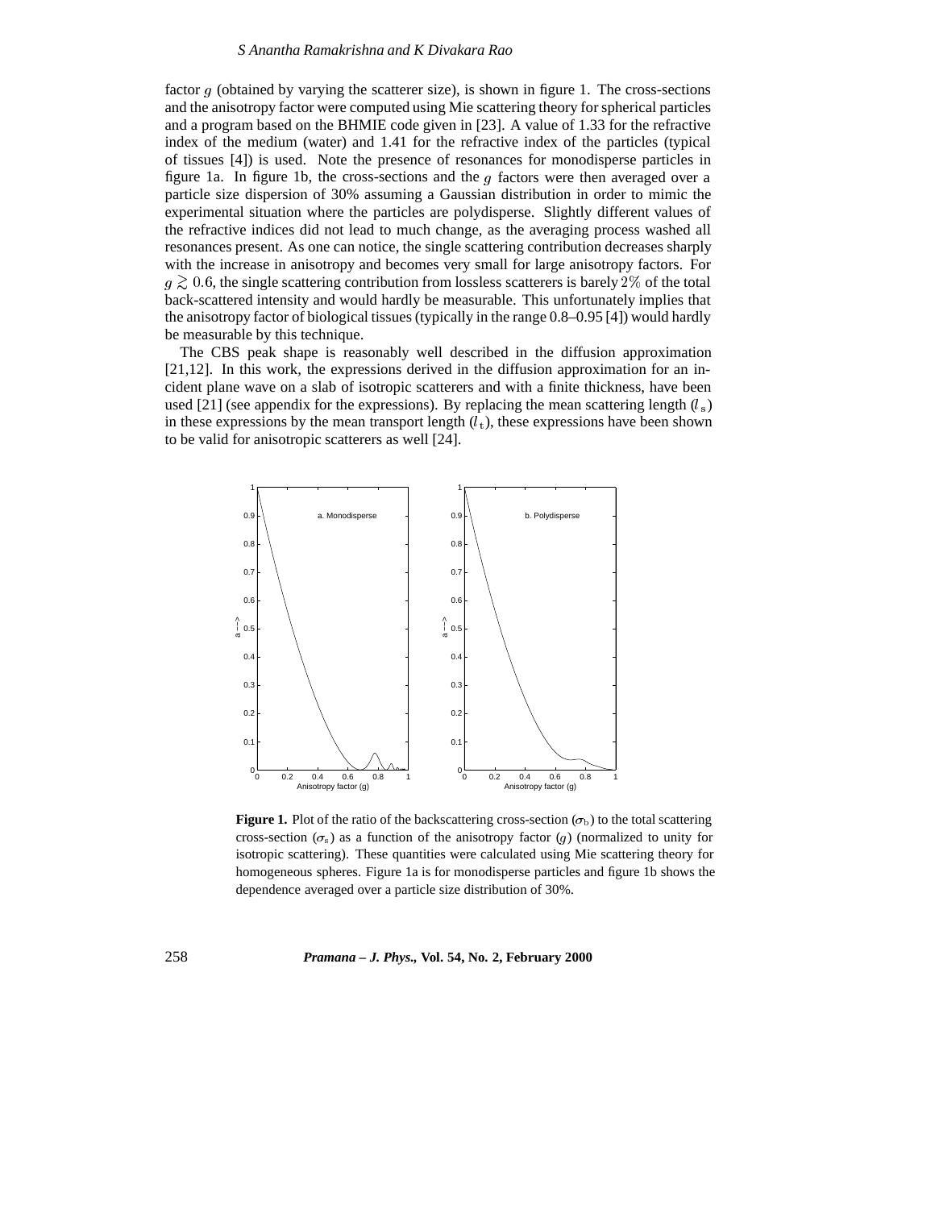factor $g$ (obtained by varying the scatterer size), is shown in figure 1. The cross-sections and the anisotropy factor were computed using Mie scattering theory for spherical particles and a program based on the BHMIE code given in [23]. A value of 1.33 for the refractive index of the medium (water) and 1.41 for the refractive index of the particles (typical of tissues [4]) is used. Note the presence of resonances for monodisperse particles in figure 1a. In figure 1b, the cross-sections and the $g$ factors were then averaged over a particle size dispersion of 30% assuming a Gaussian distribution in order to mimic the experimental situation where the particles are polydisperse. Slightly different values of the refractive indices did not lead to much change, as the averaging process washed all resonances present. As one can notice, the single scattering contribution decreases sharply with the increase in anisotropy and becomes very small for large anisotropy factors. For $g \gtrsim 0.6$, the single scattering contribution from lossless scatterers is barely $2\%$ of the total back-scattered intensity and would hardly be measurable. This unfortunately implies that the anisotropy factor of biological tissues (typically in the range 0.8–0.95 [4]) would hardly be measurable by this technique.

The CBS peak shape is reasonably well described in the diffusion approximation [21,12]. In this work, the expressions derived in the diffusion approximation for an incident plane wave on a slab of isotropic scatterers and with a finite thickness, have been used [21] (see appendix for the expressions). By replacing the mean scattering length ($l_s$) in these expressions by the mean transport length ($l_t$), these expressions have been shown to be valid for anisotropic scatterers as well [24].

**Figure 1.** Plot of the ratio of the backscattering cross-section ($\sigma_b$) to the total scattering cross-section ($\sigma_s$) as a function of the anisotropy factor ($g$) (normalized to unity for isotropic scattering). These quantities were calculated using Mie scattering theory for homogeneous spheres. Figure 1a is for monodisperse particles and figure 1b shows the dependence averaged over a particle size distribution of 30%.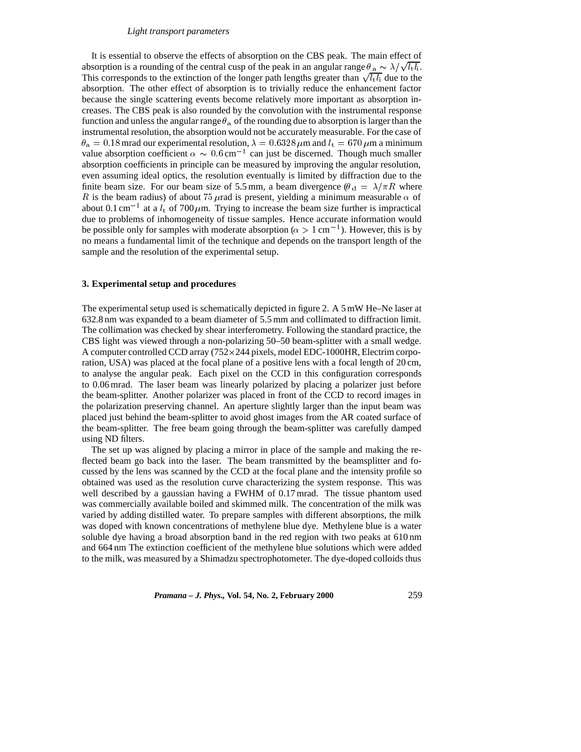It is essential to observe the effects of absorption on the CBS peak. The main effect of absorption is a rounding of the central cusp of the peak in an angular range $\theta_{\rm a} \sim \lambda/\sqrt{l_{\rm t} l_{\rm i}}$. This corresponds to the extinction of the longer path lengths greater than $\sqrt{l_{\rm t} l_{\rm i}}$ due to the absorption. The other effect of absorption is to trivially reduce the enhancement factor because the single scattering events become relatively more important as absorption increases. The CBS peak is also rounded by the convolution with the instrumental response function and unless the angular range $\theta_{\rm a}$ of the rounding due to absorption is larger than the instrumental resolution, the absorption would not be accurately measurable. For the case of $\theta_{\rm a} = 0.18$ mrad our experimental resolution, $\lambda = 0.6328\,\mu$m and $l_{\rm t} = 670\,\mu$m a minimum value absorption coefficient $\alpha \sim 0.6\,{\rm cm}^{-1}$ can just be discerned. Though much smaller absorption coefficients in principle can be measured by improving the angular resolution, even assuming ideal optics, the resolution eventually is limited by diffraction due to the finite beam size. For our beam size of 5.5 mm, a beam divergence ($\theta_{\rm d} = \lambda/\pi R$ where $R$ is the beam radius) of about 75 $\mu$rad is present, yielding a minimum measurable $\alpha$ of about $0.1\,{\rm cm}^{-1}$ at a $l_{\rm t}$ of $700\,\mu$m. Trying to increase the beam size further is impractical due to problems of inhomogeneity of tissue samples. Hence accurate information would be possible only for samples with moderate absorption ($\alpha > 1\,{\rm cm}^{-1}$). However, this is by no means a fundamental limit of the technique and depends on the transport length of the sample and the resolution of the experimental setup.

### 3. Experimental setup and procedures

The experimental setup used is schematically depicted in figure 2. A 5 mW He–Ne laser at 632.8 nm was expanded to a beam diameter of 5.5 mm and collimated to diffraction limit. The collimation was checked by shear interferometry. Following the standard practice, the CBS light was viewed through a non-polarizing 50–50 beam-splitter with a small wedge. A computer controlled CCD array (752$\times$244 pixels, model EDC-1000HR, Electrim corporation, USA) was placed at the focal plane of a positive lens with a focal length of 20 cm, to analyse the angular peak. Each pixel on the CCD in this configuration corresponds to 0.06 mrad. The laser beam was linearly polarized by placing a polarizer just before the beam-splitter. Another polarizer was placed in front of the CCD to record images in the polarization preserving channel. An aperture slightly larger than the input beam was placed just behind the beam-splitter to avoid ghost images from the AR coated surface of the beam-splitter. The free beam going through the beam-splitter was carefully damped using ND filters.

The set up was aligned by placing a mirror in place of the sample and making the reflected beam go back into the laser. The beam transmitted by the beamsplitter and focussed by the lens was scanned by the CCD at the focal plane and the intensity profile so obtained was used as the resolution curve characterizing the system response. This was well described by a gaussian having a FWHM of 0.17 mrad. The tissue phantom used was commercially available boiled and skimmed milk. The concentration of the milk was varied by adding distilled water. To prepare samples with different absorptions, the milk was doped with known concentrations of methylene blue dye. Methylene blue is a water soluble dye having a broad absorption band in the red region with two peaks at 610 nm and 664 nm The extinction coefficient of the methylene blue solutions which were added to the milk, was measured by a Shimadzu spectrophotometer. The dye-doped colloids thus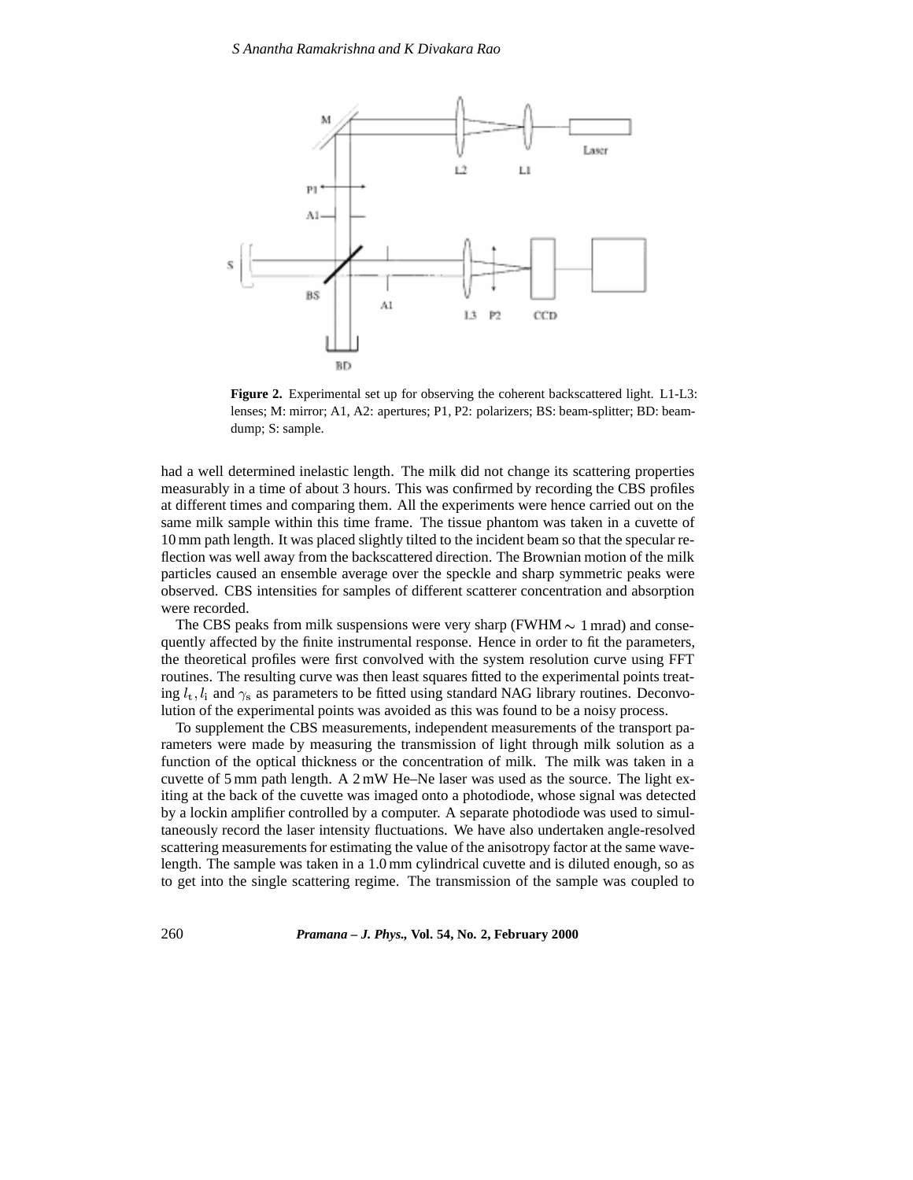**Figure 2.** Experimental set up for observing the coherent backscattered light. L1-L3: lenses; M: mirror; A1, A2: apertures; P1, P2: polarizers; BS: beam-splitter; BD: beam-dump; S: sample.

had a well determined inelastic length. The milk did not change its scattering properties measurably in a time of about 3 hours. This was confirmed by recording the CBS profiles at different times and comparing them. All the experiments were hence carried out on the same milk sample within this time frame. The tissue phantom was taken in a cuvette of 10 mm path length. It was placed slightly tilted to the incident beam so that the specular reflection was well away from the backscattered direction. The Brownian motion of the milk particles caused an ensemble average over the speckle and sharp symmetric peaks were observed. CBS intensities for samples of different scatterer concentration and absorption were recorded.

The CBS peaks from milk suspensions were very sharp (FWHM $\sim$ 1 mrad) and consequently affected by the finite instrumental response. Hence in order to fit the parameters, the theoretical profiles were first convolved with the system resolution curve using FFT routines. The resulting curve was then least squares fitted to the experimental points treating $l_\mathrm{t}, l_\mathrm{i}$ and $\gamma_\mathrm{s}$ as parameters to be fitted using standard NAG library routines. Deconvolution of the experimental points was avoided as this was found to be a noisy process.

To supplement the CBS measurements, independent measurements of the transport parameters were made by measuring the transmission of light through milk solution as a function of the optical thickness or the concentration of milk. The milk was taken in a cuvette of 5 mm path length. A 2 mW He–Ne laser was used as the source. The light exiting at the back of the cuvette was imaged onto a photodiode, whose signal was detected by a lockin amplifier controlled by a computer. A separate photodiode was used to simultaneously record the laser intensity fluctuations. We have also undertaken angle-resolved scattering measurements for estimating the value of the anisotropy factor at the same wavelength. The sample was taken in a 1.0 mm cylindrical cuvette and is diluted enough, so as to get into the single scattering regime. The transmission of the sample was coupled to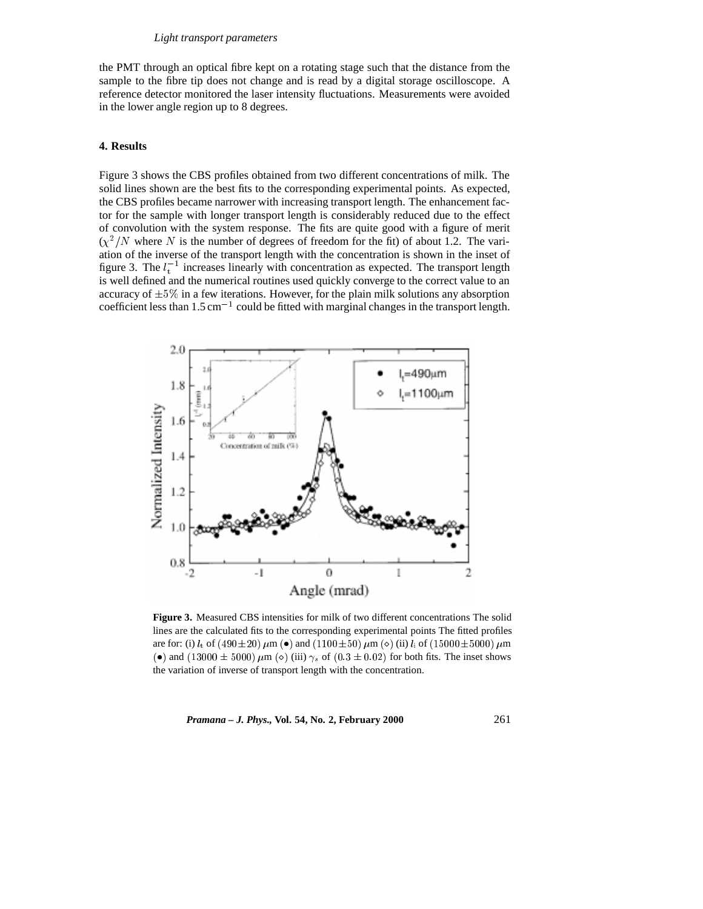the PMT through an optical fibre kept on a rotating stage such that the distance from the sample to the fibre tip does not change and is read by a digital storage oscilloscope. A reference detector monitored the laser intensity fluctuations. Measurements were avoided in the lower angle region up to 8 degrees.

## 4. Results

Figure 3 shows the CBS profiles obtained from two different concentrations of milk. The solid lines shown are the best fits to the corresponding experimental points. As expected, the CBS profiles became narrower with increasing transport length. The enhancement factor for the sample with longer transport length is considerably reduced due to the effect of convolution with the system response. The fits are quite good with a figure of merit ($\chi^2/N$ where $N$ is the number of degrees of freedom for the fit) of about 1.2. The variation of the inverse of the transport length with the concentration is shown in the inset of figure 3. The $l_t^{-1}$ increases linearly with concentration as expected. The transport length is well defined and the numerical routines used quickly converge to the correct value to an accuracy of $\pm 5\%$ in a few iterations. However, for the plain milk solutions any absorption coefficient less than $1.5\,\text{cm}^{-1}$ could be fitted with marginal changes in the transport length.

**Figure 3.** Measured CBS intensities for milk of two different concentrations The solid lines are the calculated fits to the corresponding experimental points The fitted profiles are for: (i) $l_t$ of $(490 \pm 20)\,\mu$m (•) and $(1100 \pm 50)\,\mu$m (◇) (ii) $l_i$ of $(15000 \pm 5000)\,\mu$m (•) and $(13000 \pm 5000)\,\mu$m (◇) (iii) $\gamma_s$ of $(0.3 \pm 0.02)$ for both fits. The inset shows the variation of inverse of transport length with the concentration.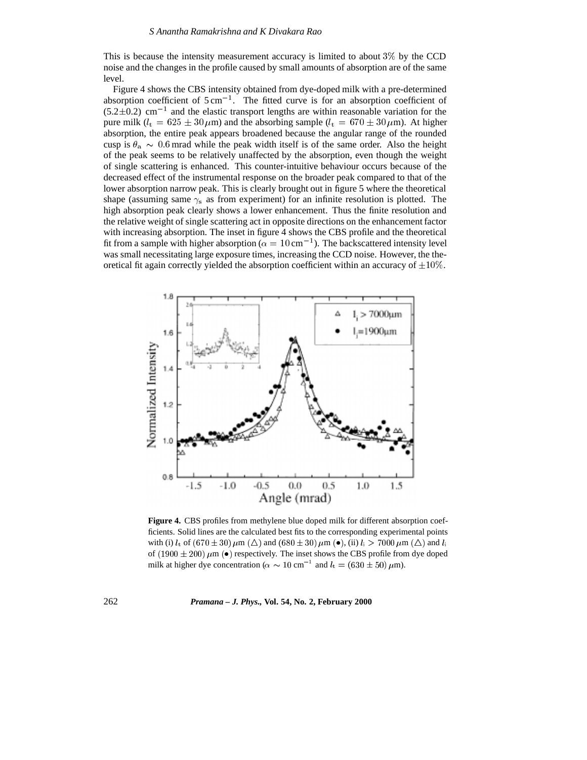This is because the intensity measurement accuracy is limited to about 3% by the CCD noise and the changes in the profile caused by small amounts of absorption are of the same level.

Figure 4 shows the CBS intensity obtained from dye-doped milk with a pre-determined absorption coefficient of $5\,\text{cm}^{-1}$. The fitted curve is for an absorption coefficient of $(5.2 \pm 0.2)$ cm$^{-1}$ and the elastic transport lengths are within reasonable variation for the pure milk ($l_\text{t} = 625 \pm 30\,\mu$m) and the absorbing sample ($l_\text{t} = 670 \pm 30\,\mu$m). At higher absorption, the entire peak appears broadened because the angular range of the rounded cusp is $\theta_\text{a} \sim 0.6$ mrad while the peak width itself is of the same order. Also the height of the peak seems to be relatively unaffected by the absorption, even though the weight of single scattering is enhanced. This counter-intuitive behaviour occurs because of the decreased effect of the instrumental response on the broader peak compared to that of the lower absorption narrow peak. This is clearly brought out in figure 5 where the theoretical shape (assuming same $\gamma_\text{s}$ as from experiment) for an infinite resolution is plotted. The high absorption peak clearly shows a lower enhancement. Thus the finite resolution and the relative weight of single scattering act in opposite directions on the enhancement factor with increasing absorption. The inset in figure 4 shows the CBS profile and the theoretical fit from a sample with higher absorption ($\alpha = 10\,\text{cm}^{-1}$). The backscattered intensity level was small necessitating large exposure times, increasing the CCD noise. However, the theoretical fit again correctly yielded the absorption coefficient within an accuracy of $\pm 10\%$.

**Figure 4.** CBS profiles from methylene blue doped milk for different absorption coefficients. Solid lines are the calculated best fits to the corresponding experimental points with (i) $l_\text{t}$ of $(670 \pm 30)\,\mu$m ($\triangle$) and $(680 \pm 30)\,\mu$m ($\bullet$), (ii) $l_\text{i} > 7000\,\mu$m ($\triangle$) and $l_\text{i}$ of $(1900 \pm 200)\,\mu$m ($\bullet$) respectively. The inset shows the CBS profile from dye doped milk at higher dye concentration ($\alpha \sim 10$ cm$^{-1}$ and $l_\text{t} = (630 \pm 50)\,\mu$m).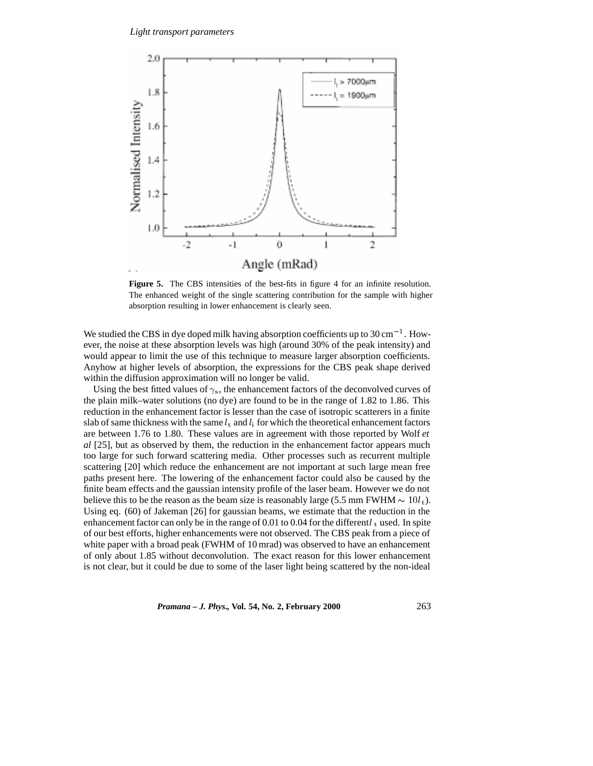**Figure 5.** The CBS intensities of the best-fits in figure 4 for an infinite resolution. The enhanced weight of the single scattering contribution for the sample with higher absorption resulting in lower enhancement is clearly seen.

We studied the CBS in dye doped milk having absorption coefficients up to 30 cm$^{-1}$. However, the noise at these absorption levels was high (around 30% of the peak intensity) and would appear to limit the use of this technique to measure larger absorption coefficients. Anyhow at higher levels of absorption, the expressions for the CBS peak shape derived within the diffusion approximation will no longer be valid.

Using the best fitted values of $\gamma_s$, the enhancement factors of the deconvolved curves of the plain milk–water solutions (no dye) are found to be in the range of 1.82 to 1.86. This reduction in the enhancement factor is lesser than the case of isotropic scatterers in a finite slab of same thickness with the same $l_t$ and $l_i$ for which the theoretical enhancement factors are between 1.76 to 1.80. These values are in agreement with those reported by Wolf *et al* [25], but as observed by them, the reduction in the enhancement factor appears much too large for such forward scattering media. Other processes such as recurrent multiple scattering [20] which reduce the enhancement are not important at such large mean free paths present here. The lowering of the enhancement factor could also be caused by the finite beam effects and the gaussian intensity profile of the laser beam. However we do not believe this to be the reason as the beam size is reasonably large (5.5 mm FWHM $\sim 10l_t$). Using eq. (60) of Jakeman [26] for gaussian beams, we estimate that the reduction in the enhancement factor can only be in the range of 0.01 to 0.04 for the different $l_t$ used. In spite of our best efforts, higher enhancements were not observed. The CBS peak from a piece of white paper with a broad peak (FWHM of 10 mrad) was observed to have an enhancement of only about 1.85 without deconvolution. The exact reason for this lower enhancement is not clear, but it could be due to some of the laser light being scattered by the non-ideal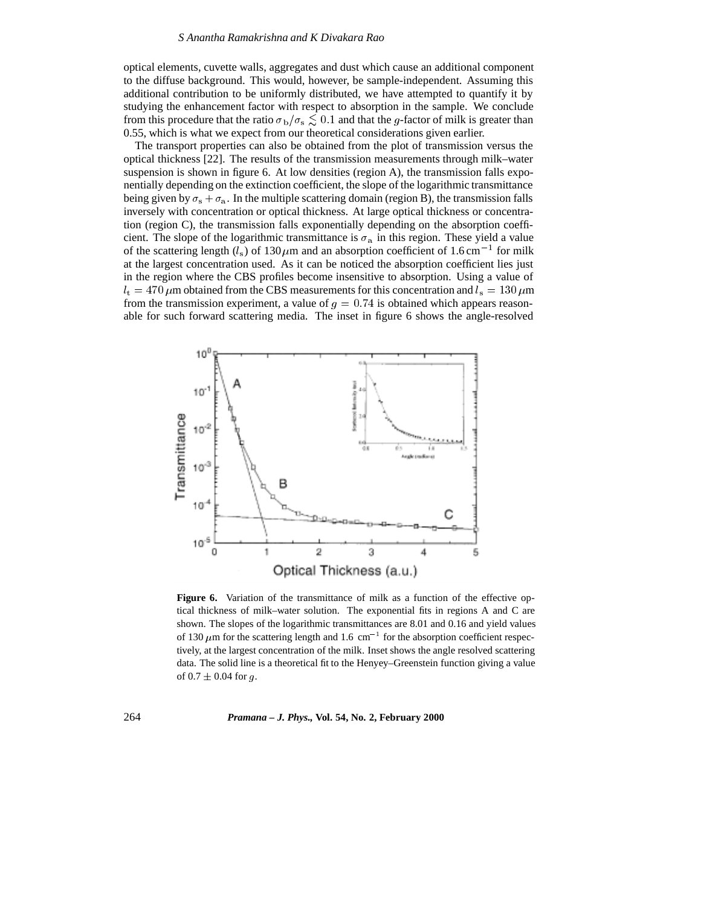optical elements, cuvette walls, aggregates and dust which cause an additional component to the diffuse background. This would, however, be sample-independent. Assuming this additional contribution to be uniformly distributed, we have attempted to quantify it by studying the enhancement factor with respect to absorption in the sample. We conclude from this procedure that the ratio $\sigma_b/\sigma_s \lesssim 0.1$ and that the $g$-factor of milk is greater than 0.55, which is what we expect from our theoretical considerations given earlier.

The transport properties can also be obtained from the plot of transmission versus the optical thickness [22]. The results of the transmission measurements through milk–water suspension is shown in figure 6. At low densities (region A), the transmission falls exponentially depending on the extinction coefficient, the slope of the logarithmic transmittance being given by $\sigma_s + \sigma_a$. In the multiple scattering domain (region B), the transmission falls inversely with concentration or optical thickness. At large optical thickness or concentration (region C), the transmission falls exponentially depending on the absorption coefficient. The slope of the logarithmic transmittance is $\sigma_a$ in this region. These yield a value of the scattering length ($l_s$) of $130\,\mu$m and an absorption coefficient of $1.6\,\text{cm}^{-1}$ for milk at the largest concentration used. As it can be noticed the absorption coefficient lies just in the region where the CBS profiles become insensitive to absorption. Using a value of $l_t = 470\,\mu$m obtained from the CBS measurements for this concentration and $l_s = 130\,\mu$m from the transmission experiment, a value of $g = 0.74$ is obtained which appears reasonable for such forward scattering media. The inset in figure 6 shows the angle-resolved

**Figure 6.** Variation of the transmittance of milk as a function of the effective optical thickness of milk–water solution. The exponential fits in regions A and C are shown. The slopes of the logarithmic transmittances are 8.01 and 0.16 and yield values of 130 $\mu$m for the scattering length and 1.6 cm$^{-1}$ for the absorption coefficient respectively, at the largest concentration of the milk. Inset shows the angle resolved scattering data. The solid line is a theoretical fit to the Henyey–Greenstein function giving a value of 0.7 $\pm$ 0.04 for $g$.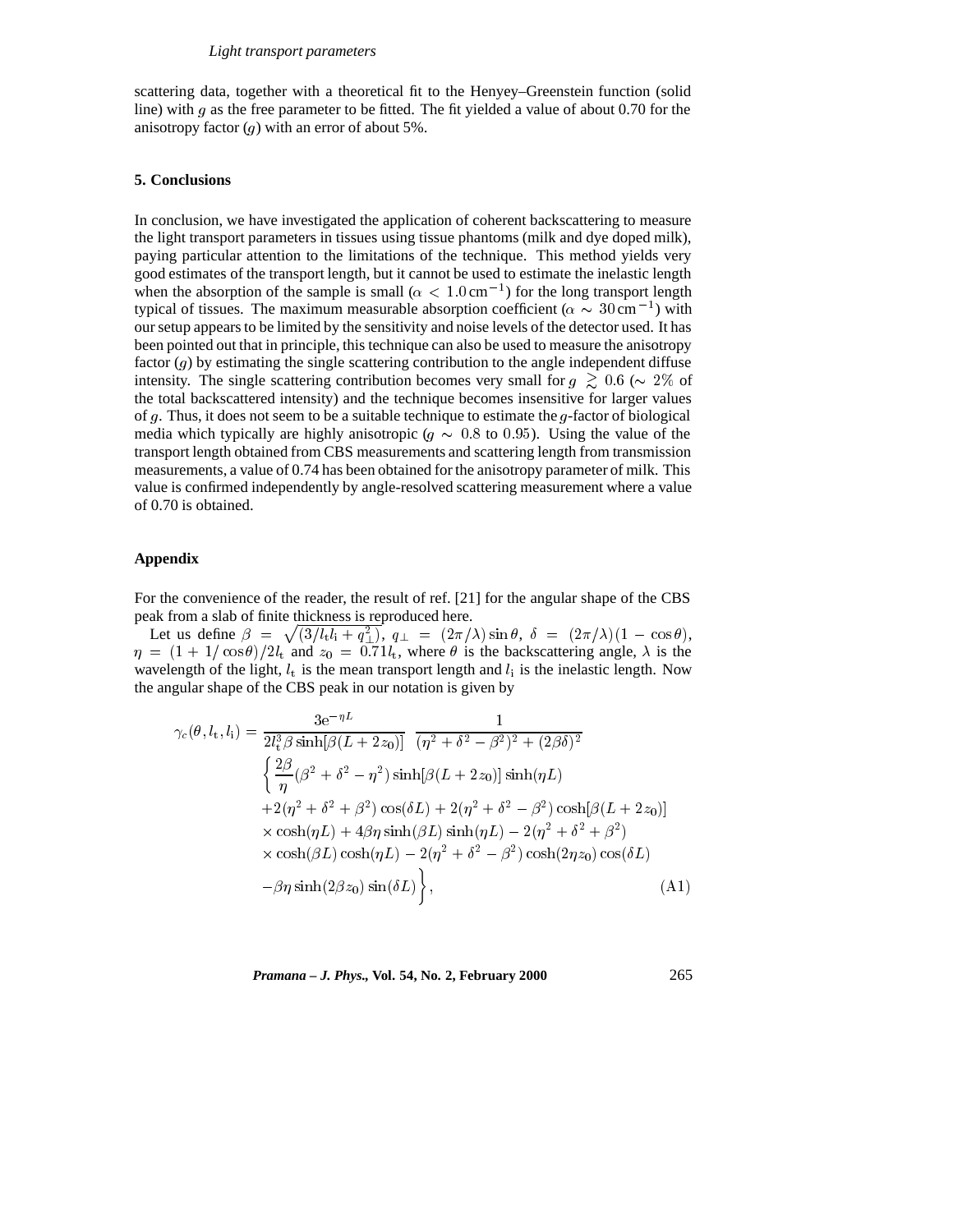scattering data, together with a theoretical fit to the Henyey–Greenstein function (solid line) with $g$ as the free parameter to be fitted. The fit yielded a value of about 0.70 for the anisotropy factor ($g$) with an error of about 5%.

### 5. Conclusions

In conclusion, we have investigated the application of coherent backscattering to measure the light transport parameters in tissues using tissue phantoms (milk and dye doped milk), paying particular attention to the limitations of the technique. This method yields very good estimates of the transport length, but it cannot be used to estimate the inelastic length when the absorption of the sample is small ($\alpha < 1.0\,\text{cm}^{-1}$) for the long transport length typical of tissues. The maximum measurable absorption coefficient ($\alpha \sim 30\,\text{cm}^{-1}$) with our setup appears to be limited by the sensitivity and noise levels of the detector used. It has been pointed out that in principle, this technique can also be used to measure the anisotropy factor ($g$) by estimating the single scattering contribution to the angle independent diffuse intensity. The single scattering contribution becomes very small for $g \gtrsim 0.6$ ($\sim 2\%$ of the total backscattered intensity) and the technique becomes insensitive for larger values of $g$. Thus, it does not seem to be a suitable technique to estimate the $g$-factor of biological media which typically are highly anisotropic ($g \sim 0.8$ to $0.95$). Using the value of the transport length obtained from CBS measurements and scattering length from transmission measurements, a value of 0.74 has been obtained for the anisotropy parameter of milk. This value is confirmed independently by angle-resolved scattering measurement where a value of 0.70 is obtained.

### Appendix

For the convenience of the reader, the result of ref. [21] for the angular shape of the CBS peak from a slab of finite thickness is reproduced here.

Let us define $\beta = \sqrt{(3/l_\text{t}l_\text{i} + q_\perp^2)}$, $q_\perp = (2\pi/\lambda)\sin\theta$, $\delta = (2\pi/\lambda)(1-\cos\theta)$, $\eta = (1 + 1/\cos\theta)/2l_\text{t}$ and $z_0 = 0.71 l_\text{t}$, where $\theta$ is the backscattering angle, $\lambda$ is the wavelength of the light, $l_\text{t}$ is the mean transport length and $l_\text{i}$ is the inelastic length. Now the angular shape of the CBS peak in our notation is given by

$$
\begin{aligned}
\gamma_c(\theta, l_\text{t}, l_\text{i}) = {} & \frac{3\text{e}^{-\eta L}}{2l_\text{t}^3 \beta \sinh[\beta(L+2z_0)]} \; \frac{1}{(\eta^2+\delta^2-\beta^2)^2 + (2\beta\delta)^2} \\
& \left\{ \frac{2\beta}{\eta}(\beta^2+\delta^2-\eta^2)\sinh[\beta(L+2z_0)]\sinh(\eta L) \right. \\
& + 2(\eta^2+\delta^2+\beta^2)\cos(\delta L) + 2(\eta^2+\delta^2-\beta^2)\cosh[\beta(L+2z_0)] \\
& \times \cosh(\eta L) + 4\beta\eta\sinh(\beta L)\sinh(\eta L) - 2(\eta^2+\delta^2+\beta^2) \\
& \times \cosh(\beta L)\cosh(\eta L) - 2(\eta^2+\delta^2-\beta^2)\cosh(2\eta z_0)\cos(\delta L) \\
& \left. -\beta\eta\sinh(2\beta z_0)\sin(\delta L) \right\}, \qquad \text{(A1)}
\end{aligned}
$$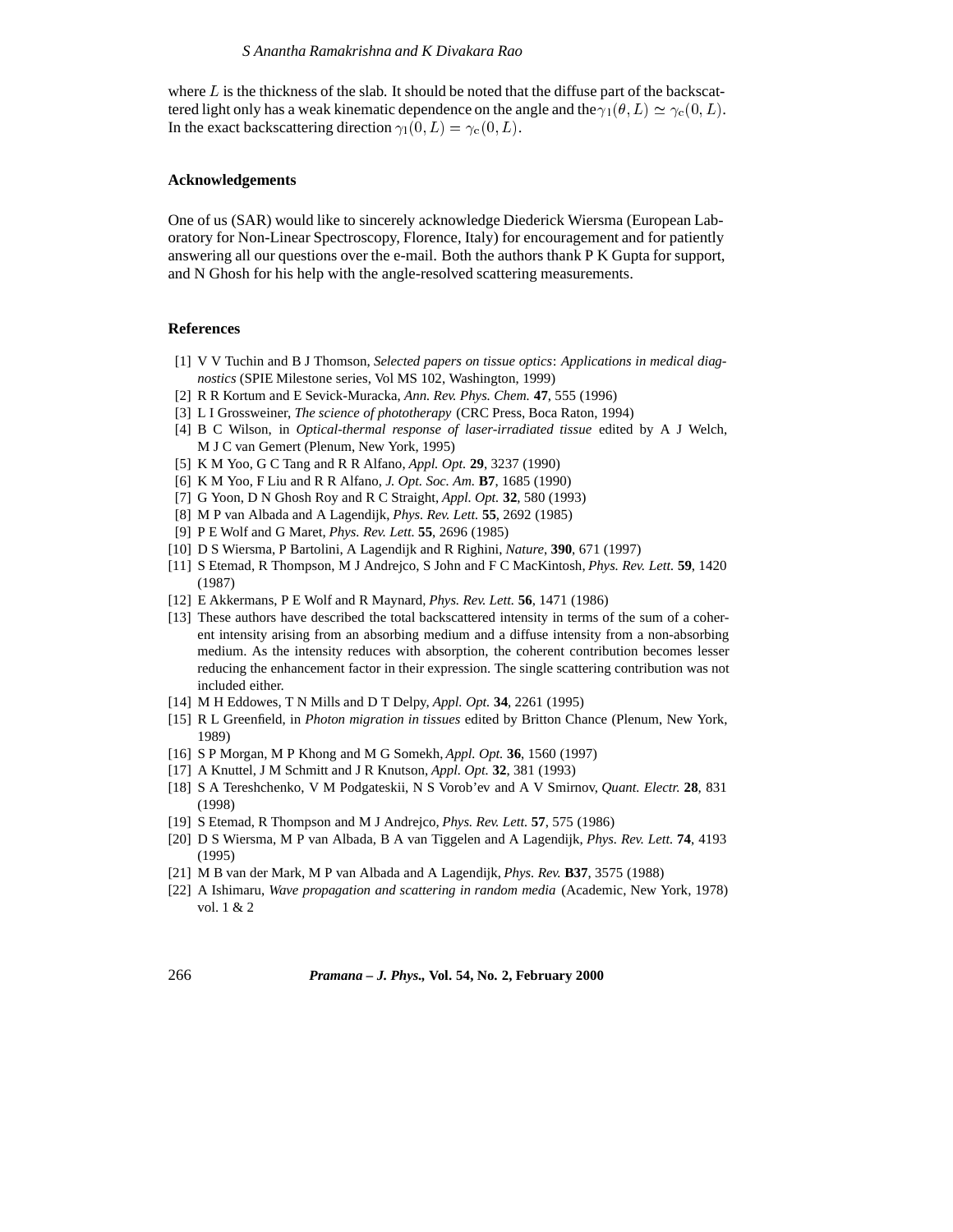where $L$ is the thickness of the slab. It should be noted that the diffuse part of the backscattered light only has a weak kinematic dependence on the angle and the $\gamma_1(\theta, L) \simeq \gamma_c(0, L)$. In the exact backscattering direction $\gamma_1(0, L) = \gamma_c(0, L)$.

## Acknowledgements

One of us (SAR) would like to sincerely acknowledge Diederick Wiersma (European Laboratory for Non-Linear Spectroscopy, Florence, Italy) for encouragement and for patiently answering all our questions over the e-mail. Both the authors thank P K Gupta for support, and N Ghosh for his help with the angle-resolved scattering measurements.

## References

[1] V V Tuchin and B J Thomson, *Selected papers on tissue optics*: *Applications in medical diagnostics* (SPIE Milestone series, Vol MS 102, Washington, 1999)

[2] R R Kortum and E Sevick-Muracka, *Ann. Rev. Phys. Chem.* **47**, 555 (1996)

[3] L I Grossweiner, *The science of phototherapy* (CRC Press, Boca Raton, 1994)

[4] B C Wilson, in *Optical-thermal response of laser-irradiated tissue* edited by A J Welch, M J C van Gemert (Plenum, New York, 1995)

[5] K M Yoo, G C Tang and R R Alfano, *Appl. Opt.* **29**, 3237 (1990)

[6] K M Yoo, F Liu and R R Alfano, *J. Opt. Soc. Am.* **B7**, 1685 (1990)

[7] G Yoon, D N Ghosh Roy and R C Straight, *Appl. Opt.* **32**, 580 (1993)

[8] M P van Albada and A Lagendijk, *Phys. Rev. Lett.* **55**, 2692 (1985)

[9] P E Wolf and G Maret, *Phys. Rev. Lett.* **55**, 2696 (1985)

[10] D S Wiersma, P Bartolini, A Lagendijk and R Righini, *Nature*, **390**, 671 (1997)

[11] S Etemad, R Thompson, M J Andrejco, S John and F C MacKintosh, *Phys. Rev. Lett.* **59**, 1420 (1987)

[12] E Akkermans, P E Wolf and R Maynard, *Phys. Rev. Lett.* **56**, 1471 (1986)

[13] These authors have described the total backscattered intensity in terms of the sum of a coherent intensity arising from an absorbing medium and a diffuse intensity from a non-absorbing medium. As the intensity reduces with absorption, the coherent contribution becomes lesser reducing the enhancement factor in their expression. The single scattering contribution was not included either.

[14] M H Eddowes, T N Mills and D T Delpy, *Appl. Opt.* **34**, 2261 (1995)

[15] R L Greenfield, in *Photon migration in tissues* edited by Britton Chance (Plenum, New York, 1989)

[16] S P Morgan, M P Khong and M G Somekh, *Appl. Opt.* **36**, 1560 (1997)

[17] A Knuttel, J M Schmitt and J R Knutson, *Appl. Opt.* **32**, 381 (1993)

[18] S A Tereshchenko, V M Podgateskii, N S Vorob'ev and A V Smirnov, *Quant. Electr.* **28**, 831 (1998)

[19] S Etemad, R Thompson and M J Andrejco, *Phys. Rev. Lett.* **57**, 575 (1986)

[20] D S Wiersma, M P van Albada, B A van Tiggelen and A Lagendijk, *Phys. Rev. Lett.* **74**, 4193 (1995)

[21] M B van der Mark, M P van Albada and A Lagendijk, *Phys. Rev.* **B37**, 3575 (1988)

[22] A Ishimaru, *Wave propagation and scattering in random media* (Academic, New York, 1978) vol. 1 & 2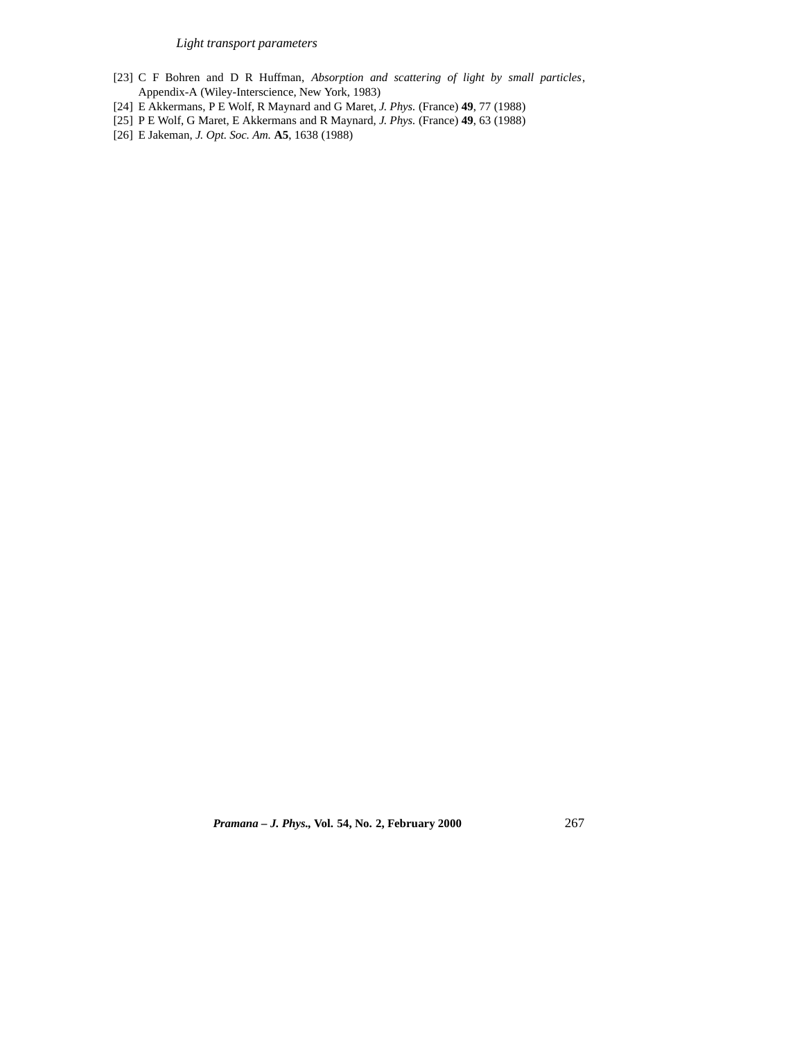[23] C F Bohren and D R Huffman, *Absorption and scattering of light by small particles*, Appendix-A (Wiley-Interscience, New York, 1983)

[24] E Akkermans, P E Wolf, R Maynard and G Maret, *J. Phys.* (France) **49**, 77 (1988)

[25] P E Wolf, G Maret, E Akkermans and R Maynard, *J. Phys.* (France) **49**, 63 (1988)

[26] E Jakeman, *J. Opt. Soc. Am.* **A5**, 1638 (1988)